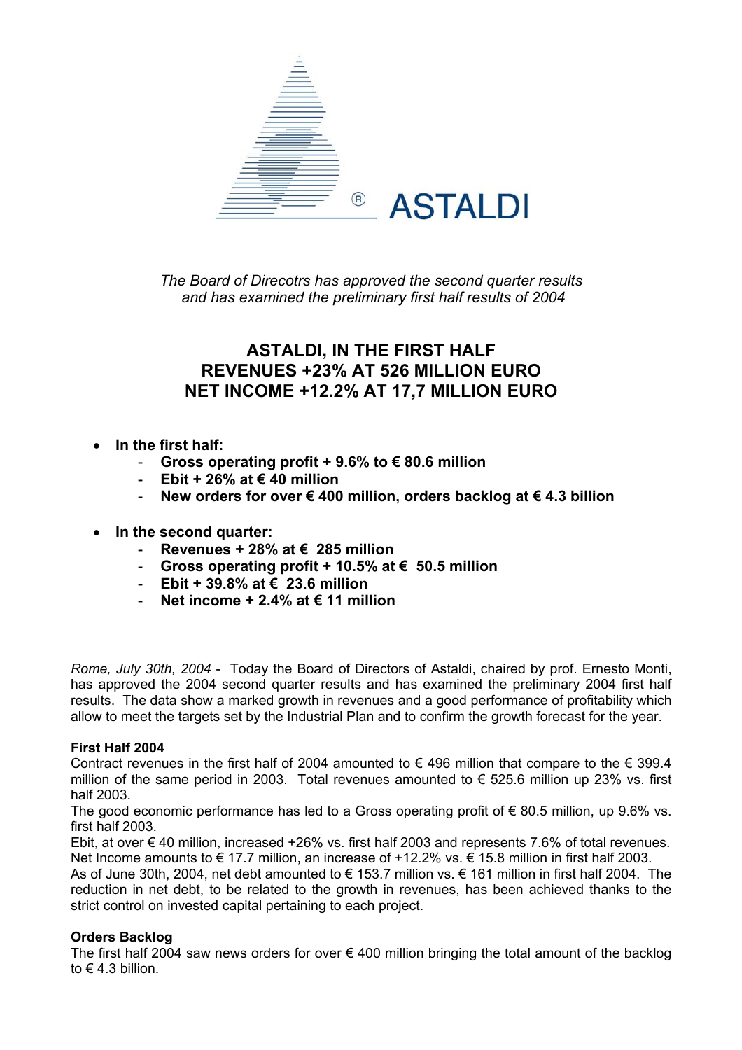ASTALDI

*The Board of Direcotrs has approved the second quarter results and has examined the preliminary first half results of 2004*

# ASTALDI, IN THE FIRST HALF REVENUES +23% AT 526 MILLION EURO NET INCOME +12.2% AT 17,7 MILLION EURO

- **In the first half:**
  - **Gross operating profit + 9.6% to € 80.6 million**
  - **Ebit + 26% at € 40 million**
  - **New orders for over € 400 million, orders backlog at € 4.3 billion**

- **In the second quarter:**
  - **Revenues + 28% at € 285 million**
  - **Gross operating profit + 10.5% at € 50.5 million**
  - **Ebit + 39.8% at € 23.6 million**
  - **Net income + 2.4% at € 11 million**

*Rome, July 30th, 2004* - Today the Board of Directors of Astaldi, chaired by prof. Ernesto Monti, has approved the 2004 second quarter results and has examined the preliminary 2004 first half results. The data show a marked growth in revenues and a good performance of profitability which allow to meet the targets set by the Industrial Plan and to confirm the growth forecast for the year.

**First Half 2004**

Contract revenues in the first half of 2004 amounted to € 496 million that compare to the € 399.4 million of the same period in 2003. Total revenues amounted to € 525.6 million up 23% vs. first half 2003.

The good economic performance has led to a Gross operating profit of € 80.5 million, up 9.6% vs. first half 2003.

Ebit, at over € 40 million, increased +26% vs. first half 2003 and represents 7.6% of total revenues. Net Income amounts to € 17.7 million, an increase of +12.2% vs. € 15.8 million in first half 2003.

As of June 30th, 2004, net debt amounted to € 153.7 million vs. € 161 million in first half 2004. The reduction in net debt, to be related to the growth in revenues, has been achieved thanks to the strict control on invested capital pertaining to each project.

**Orders Backlog**

The first half 2004 saw news orders for over € 400 million bringing the total amount of the backlog to € 4.3 billion.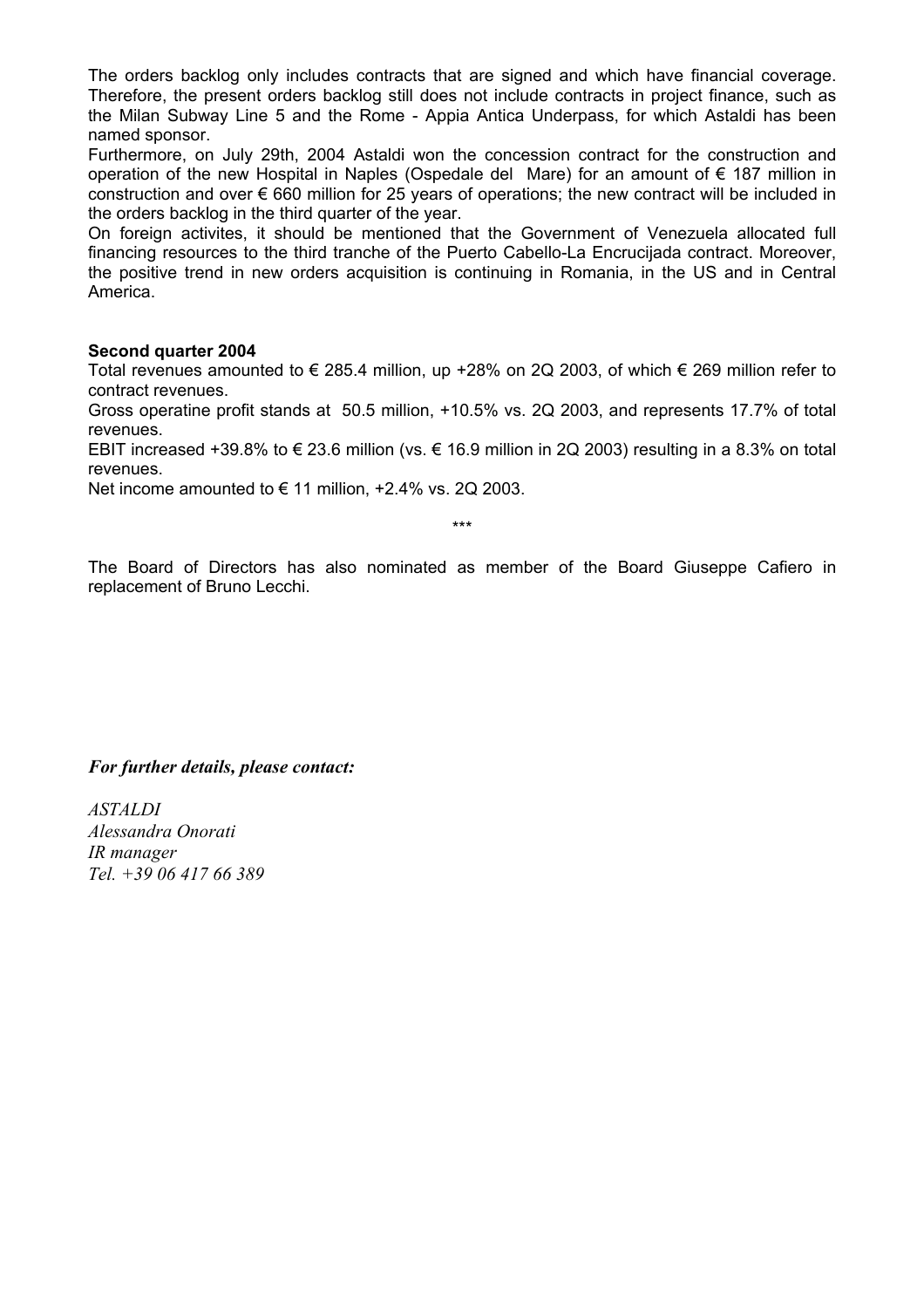The orders backlog only includes contracts that are signed and which have financial coverage. Therefore, the present orders backlog still does not include contracts in project finance, such as the Milan Subway Line 5 and the Rome - Appia Antica Underpass, for which Astaldi has been named sponsor.

Furthermore, on July 29th, 2004 Astaldi won the concession contract for the construction and operation of the new Hospital in Naples (Ospedale del Mare) for an amount of € 187 million in construction and over € 660 million for 25 years of operations; the new contract will be included in the orders backlog in the third quarter of the year.

On foreign activites, it should be mentioned that the Government of Venezuela allocated full financing resources to the third tranche of the Puerto Cabello-La Encrucijada contract. Moreover, the positive trend in new orders acquisition is continuing in Romania, in the US and in Central America.

**Second quarter 2004**

Total revenues amounted to € 285.4 million, up +28% on 2Q 2003, of which € 269 million refer to contract revenues.

Gross operatine profit stands at 50.5 million, +10.5% vs. 2Q 2003, and represents 17.7% of total revenues.

EBIT increased +39.8% to € 23.6 million (vs. € 16.9 million in 2Q 2003) resulting in a 8.3% on total revenues.

Net income amounted to € 11 million, +2.4% vs. 2Q 2003.

\*\*\*

The Board of Directors has also nominated as member of the Board Giuseppe Cafiero in replacement of Bruno Lecchi.

***For further details, please contact:***

*ASTALDI*
*Alessandra Onorati*
*IR manager*
*Tel. +39 06 417 66 389*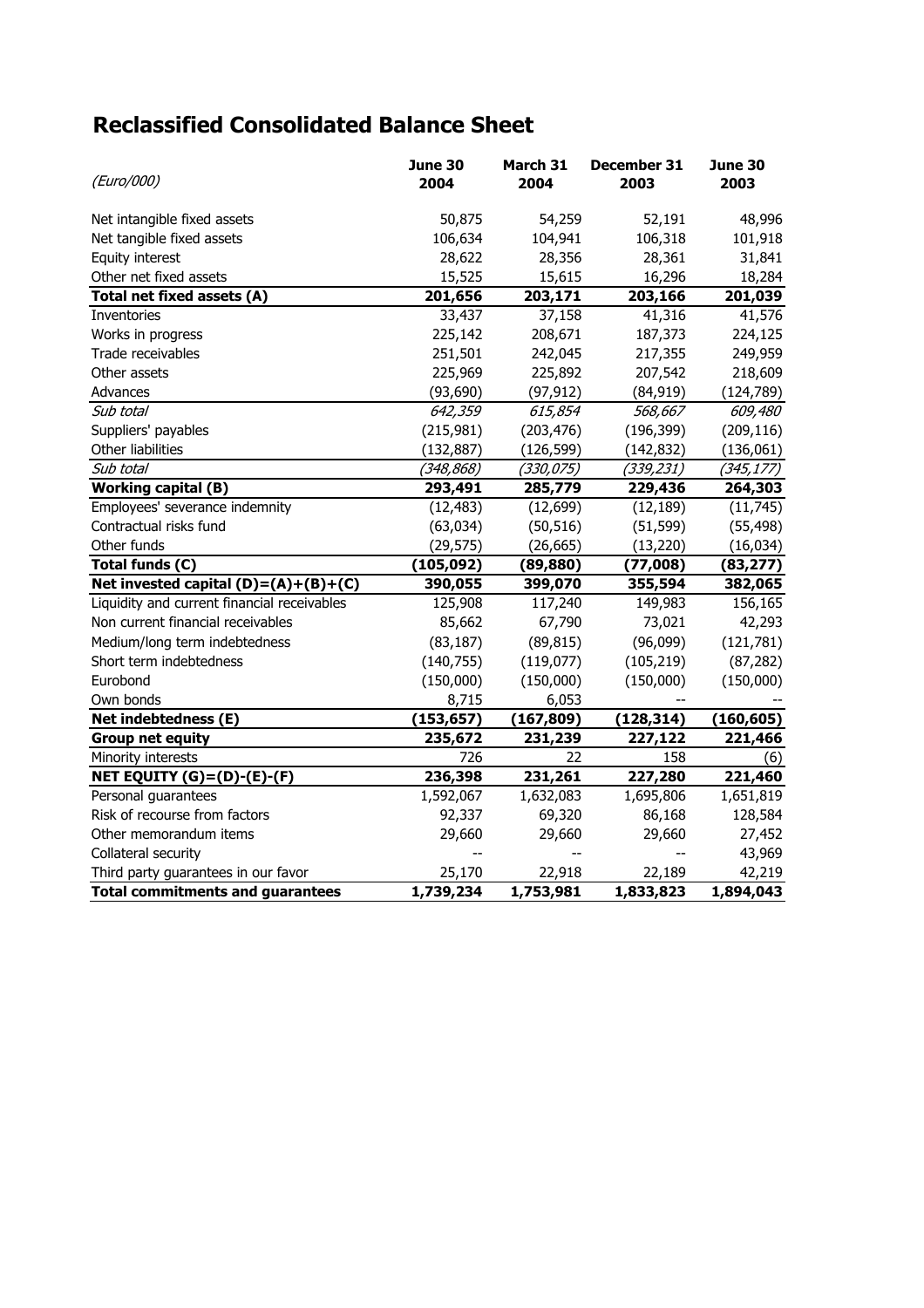# Reclassified Consolidated Balance Sheet

| *(Euro/000)* | **June 30 2004** | **March 31 2004** | **December 31 2003** | **June 30 2003** |
|---|---|---|---|---|
| Net intangible fixed assets | 50,875 | 54,259 | 52,191 | 48,996 |
| Net tangible fixed assets | 106,634 | 104,941 | 106,318 | 101,918 |
| Equity interest | 28,622 | 28,356 | 28,361 | 31,841 |
| Other net fixed assets | 15,525 | 15,615 | 16,296 | 18,284 |
| **Total net fixed assets (A)** | **201,656** | **203,171** | **203,166** | **201,039** |
| Inventories | 33,437 | 37,158 | 41,316 | 41,576 |
| Works in progress | 225,142 | 208,671 | 187,373 | 224,125 |
| Trade receivables | 251,501 | 242,045 | 217,355 | 249,959 |
| Other assets | 225,969 | 225,892 | 207,542 | 218,609 |
| Advances | (93,690) | (97,912) | (84,919) | (124,789) |
| *Sub total* | *642,359* | *615,854* | *568,667* | *609,480* |
| Suppliers' payables | (215,981) | (203,476) | (196,399) | (209,116) |
| Other liabilities | (132,887) | (126,599) | (142,832) | (136,061) |
| *Sub total* | *(348,868)* | *(330,075)* | *(339,231)* | *(345,177)* |
| **Working capital (B)** | **293,491** | **285,779** | **229,436** | **264,303** |
| Employees' severance indemnity | (12,483) | (12,699) | (12,189) | (11,745) |
| Contractual risks fund | (63,034) | (50,516) | (51,599) | (55,498) |
| Other funds | (29,575) | (26,665) | (13,220) | (16,034) |
| **Total funds (C)** | **(105,092)** | **(89,880)** | **(77,008)** | **(83,277)** |
| **Net invested capital (D)=(A)+(B)+(C)** | **390,055** | **399,070** | **355,594** | **382,065** |
| Liquidity and current financial receivables | 125,908 | 117,240 | 149,983 | 156,165 |
| Non current financial receivables | 85,662 | 67,790 | 73,021 | 42,293 |
| Medium/long term indebtedness | (83,187) | (89,815) | (96,099) | (121,781) |
| Short term indebtedness | (140,755) | (119,077) | (105,219) | (87,282) |
| Eurobond | (150,000) | (150,000) | (150,000) | (150,000) |
| Own bonds | 8,715 | 6,053 | -- | -- |
| **Net indebtedness (E)** | **(153,657)** | **(167,809)** | **(128,314)** | **(160,605)** |
| **Group net equity** | **235,672** | **231,239** | **227,122** | **221,466** |
| Minority interests | 726 | 22 | 158 | (6) |
| **NET EQUITY (G)=(D)-(E)-(F)** | **236,398** | **231,261** | **227,280** | **221,460** |
| Personal guarantees | 1,592,067 | 1,632,083 | 1,695,806 | 1,651,819 |
| Risk of recourse from factors | 92,337 | 69,320 | 86,168 | 128,584 |
| Other memorandum items | 29,660 | 29,660 | 29,660 | 27,452 |
| Collateral security | -- | -- | -- | 43,969 |
| Third party guarantees in our favor | 25,170 | 22,918 | 22,189 | 42,219 |
| **Total commitments and guarantees** | **1,739,234** | **1,753,981** | **1,833,823** | **1,894,043** |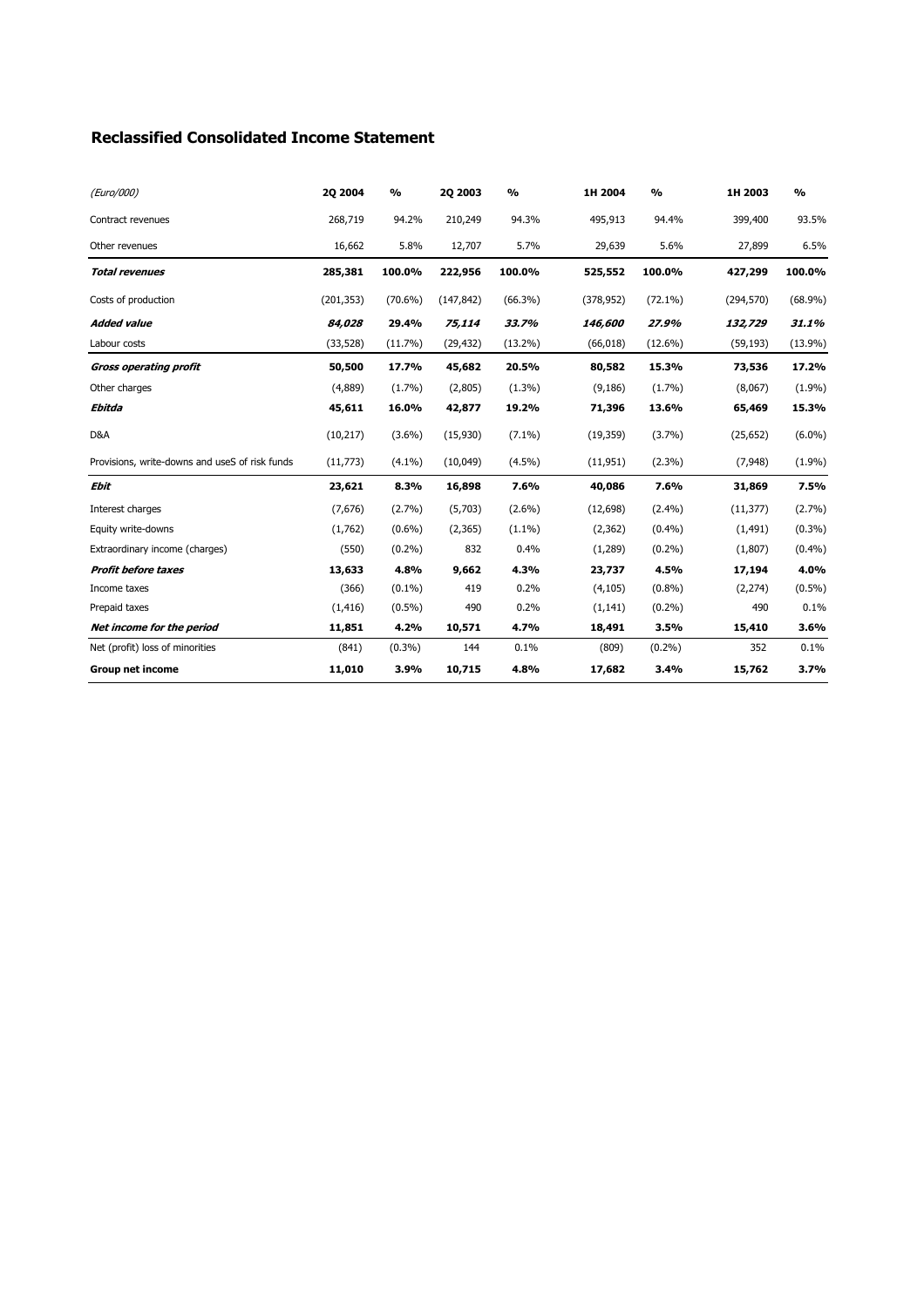## Reclassified Consolidated Income Statement

| *(Euro/000)* | **2Q 2004** | **%** | **2Q 2003** | **%** | **1H 2004** | **%** | **1H 2003** | **%** |
|---|---|---|---|---|---|---|---|---|
| Contract revenues | 268,719 | 94.2% | 210,249 | 94.3% | 495,913 | 94.4% | 399,400 | 93.5% |
| Other revenues | 16,662 | 5.8% | 12,707 | 5.7% | 29,639 | 5.6% | 27,899 | 6.5% |
| ***Total revenues*** | **285,381** | **100.0%** | **222,956** | **100.0%** | **525,552** | **100.0%** | **427,299** | **100.0%** |
| Costs of production | (201,353) | (70.6%) | (147,842) | (66.3%) | (378,952) | (72.1%) | (294,570) | (68.9%) |
| ***Added value*** | ***84,028*** | ***29.4%*** | ***75,114*** | ***33.7%*** | ***146,600*** | ***27.9%*** | ***132,729*** | ***31.1%*** |
| Labour costs | (33,528) | (11.7%) | (29,432) | (13.2%) | (66,018) | (12.6%) | (59,193) | (13.9%) |
| ***Gross operating profit*** | **50,500** | **17.7%** | **45,682** | **20.5%** | **80,582** | **15.3%** | **73,536** | **17.2%** |
| Other charges | (4,889) | (1.7%) | (2,805) | (1.3%) | (9,186) | (1.7%) | (8,067) | (1.9%) |
| ***Ebitda*** | **45,611** | **16.0%** | **42,877** | **19.2%** | **71,396** | **13.6%** | **65,469** | **15.3%** |
| D&A | (10,217) | (3.6%) | (15,930) | (7.1%) | (19,359) | (3.7%) | (25,652) | (6.0%) |
| Provisions, write-downs and useS of risk funds | (11,773) | (4.1%) | (10,049) | (4.5%) | (11,951) | (2.3%) | (7,948) | (1.9%) |
| ***Ebit*** | **23,621** | **8.3%** | **16,898** | **7.6%** | **40,086** | **7.6%** | **31,869** | **7.5%** |
| Interest charges | (7,676) | (2.7%) | (5,703) | (2.6%) | (12,698) | (2.4%) | (11,377) | (2.7%) |
| Equity write-downs | (1,762) | (0.6%) | (2,365) | (1.1%) | (2,362) | (0.4%) | (1,491) | (0.3%) |
| Extraordinary income (charges) | (550) | (0.2%) | 832 | 0.4% | (1,289) | (0.2%) | (1,807) | (0.4%) |
| ***Profit before taxes*** | **13,633** | **4.8%** | **9,662** | **4.3%** | **23,737** | **4.5%** | **17,194** | **4.0%** |
| Income taxes | (366) | (0.1%) | 419 | 0.2% | (4,105) | (0.8%) | (2,274) | (0.5%) |
| Prepaid taxes | (1,416) | (0.5%) | 490 | 0.2% | (1,141) | (0.2%) | 490 | 0.1% |
| ***Net income for the period*** | **11,851** | **4.2%** | **10,571** | **4.7%** | **18,491** | **3.5%** | **15,410** | **3.6%** |
| Net (profit) loss of minorities | (841) | (0.3%) | 144 | 0.1% | (809) | (0.2%) | 352 | 0.1% |
| **Group net income** | **11,010** | **3.9%** | **10,715** | **4.8%** | **17,682** | **3.4%** | **15,762** | **3.7%** |